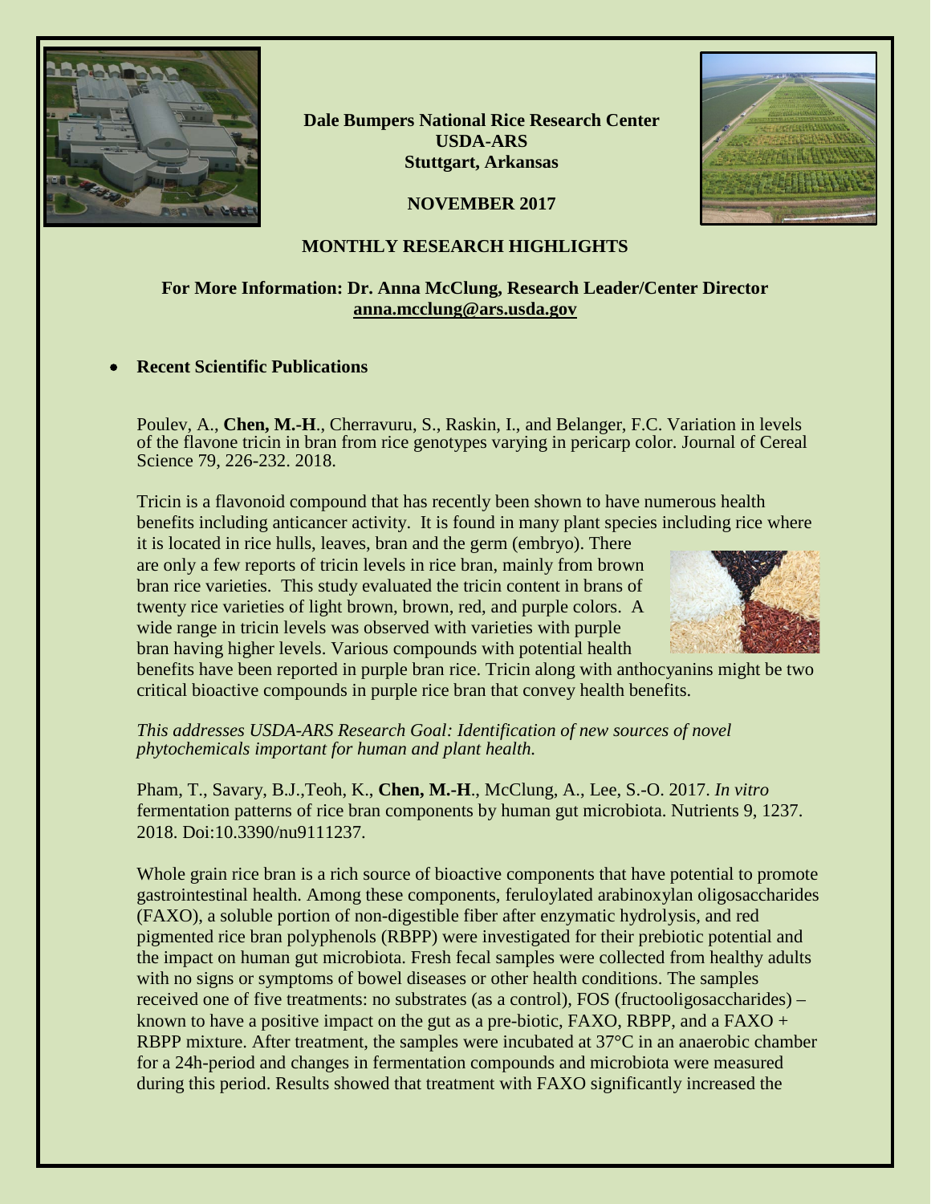**Dale Bumpers National Rice Research Center**
**USDA-ARS**
**Stuttgart, Arkansas**

**NOVEMBER 2017**

## MONTHLY RESEARCH HIGHLIGHTS

**For More Information: Dr. Anna McClung, Research Leader/Center Director**
**anna.mcclung@ars.usda.gov**

- **Recent Scientific Publications**

Poulev, A., **Chen, M.-H**., Cherravuru, S., Raskin, I., and Belanger, F.C. Variation in levels of the flavone tricin in bran from rice genotypes varying in pericarp color. Journal of Cereal Science 79, 226-232. 2018.

Tricin is a flavonoid compound that has recently been shown to have numerous health benefits including anticancer activity. It is found in many plant species including rice where it is located in rice hulls, leaves, bran and the germ (embryo). There are only a few reports of tricin levels in rice bran, mainly from brown bran rice varieties. This study evaluated the tricin content in brans of twenty rice varieties of light brown, brown, red, and purple colors. A wide range in tricin levels was observed with varieties with purple bran having higher levels. Various compounds with potential health benefits have been reported in purple bran rice. Tricin along with anthocyanins might be two critical bioactive compounds in purple rice bran that convey health benefits.

*This addresses USDA-ARS Research Goal: Identification of new sources of novel phytochemicals important for human and plant health.*

Pham, T., Savary, B.J.,Teoh, K., **Chen, M.-H**., McClung, A., Lee, S.-O. 2017. *In vitro* fermentation patterns of rice bran components by human gut microbiota. Nutrients 9, 1237. 2018. Doi:10.3390/nu9111237.

Whole grain rice bran is a rich source of bioactive components that have potential to promote gastrointestinal health. Among these components, feruloylated arabinoxylan oligosaccharides (FAXO), a soluble portion of non-digestible fiber after enzymatic hydrolysis, and red pigmented rice bran polyphenols (RBPP) were investigated for their prebiotic potential and the impact on human gut microbiota. Fresh fecal samples were collected from healthy adults with no signs or symptoms of bowel diseases or other health conditions. The samples received one of five treatments: no substrates (as a control), FOS (fructooligosaccharides) – known to have a positive impact on the gut as a pre-biotic, FAXO, RBPP, and a FAXO + RBPP mixture. After treatment, the samples were incubated at 37°C in an anaerobic chamber for a 24h-period and changes in fermentation compounds and microbiota were measured during this period. Results showed that treatment with FAXO significantly increased the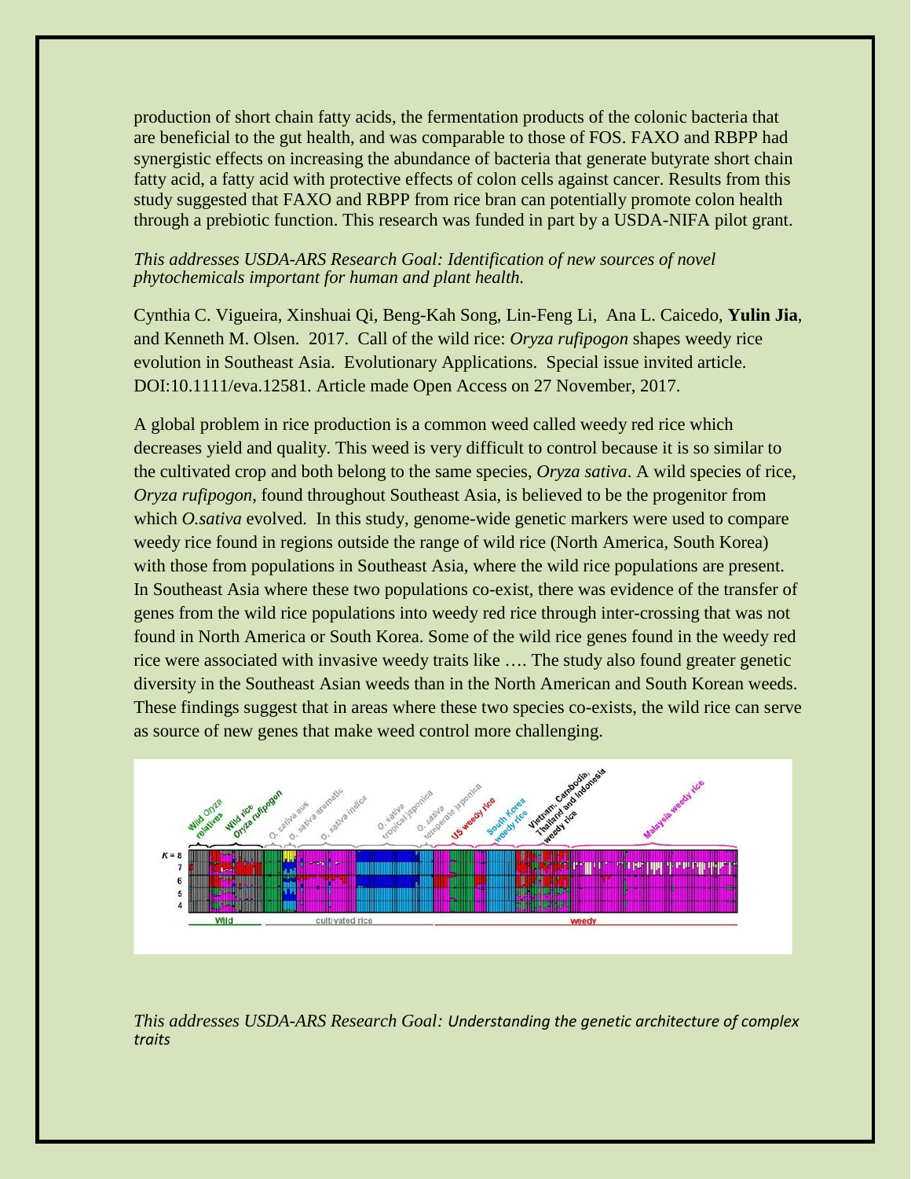production of short chain fatty acids, the fermentation products of the colonic bacteria that are beneficial to the gut health, and was comparable to those of FOS. FAXO and RBPP had synergistic effects on increasing the abundance of bacteria that generate butyrate short chain fatty acid, a fatty acid with protective effects of colon cells against cancer. Results from this study suggested that FAXO and RBPP from rice bran can potentially promote colon health through a prebiotic function. This research was funded in part by a USDA-NIFA pilot grant.

*This addresses USDA-ARS Research Goal: Identification of new sources of novel phytochemicals important for human and plant health.*

Cynthia C. Vigueira, Xinshuai Qi, Beng-Kah Song, Lin-Feng Li, Ana L. Caicedo, **Yulin Jia**, and Kenneth M. Olsen. 2017. Call of the wild rice: *Oryza rufipogon* shapes weedy rice evolution in Southeast Asia. Evolutionary Applications. Special issue invited article. DOI:10.1111/eva.12581. Article made Open Access on 27 November, 2017.

A global problem in rice production is a common weed called weedy red rice which decreases yield and quality. This weed is very difficult to control because it is so similar to the cultivated crop and both belong to the same species, *Oryza sativa*. A wild species of rice, *Oryza rufipogon*, found throughout Southeast Asia, is believed to be the progenitor from which *O.sativa* evolved. In this study, genome-wide genetic markers were used to compare weedy rice found in regions outside the range of wild rice (North America, South Korea) with those from populations in Southeast Asia, where the wild rice populations are present. In Southeast Asia where these two populations co-exist, there was evidence of the transfer of genes from the wild rice populations into weedy red rice through inter-crossing that was not found in North America or South Korea. Some of the wild rice genes found in the weedy red rice were associated with invasive weedy traits like …. The study also found greater genetic diversity in the Southeast Asian weeds than in the North American and South Korean weeds. These findings suggest that in areas where these two species co-exists, the wild rice can serve as source of new genes that make weed control more challenging.

*This addresses USDA-ARS Research Goal: Understanding the genetic architecture of complex traits*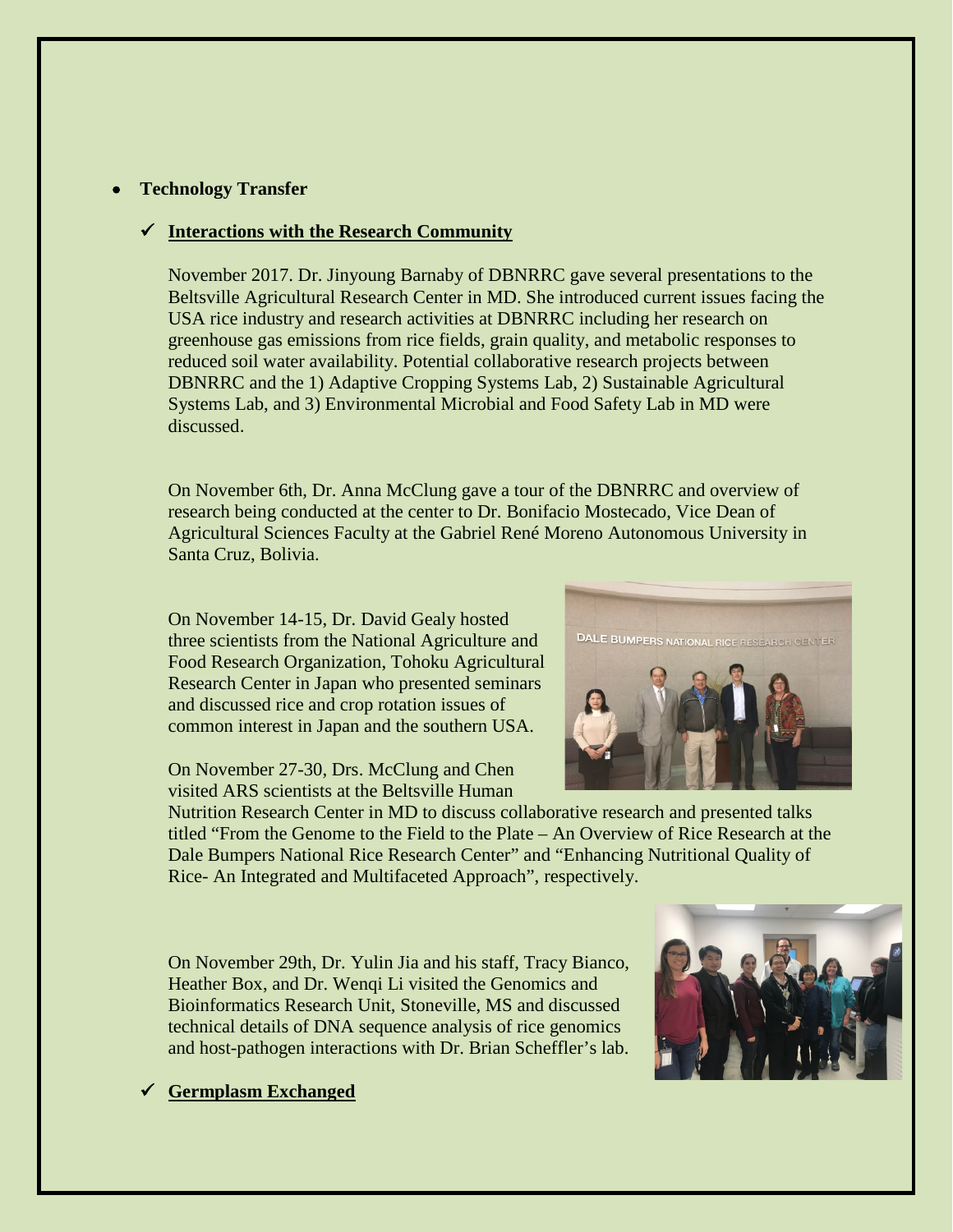- **Technology Transfer**

  - ✓ **Interactions with the Research Community**

November 2017. Dr. Jinyoung Barnaby of DBNRRC gave several presentations to the Beltsville Agricultural Research Center in MD. She introduced current issues facing the USA rice industry and research activities at DBNRRC including her research on greenhouse gas emissions from rice fields, grain quality, and metabolic responses to reduced soil water availability. Potential collaborative research projects between DBNRRC and the 1) Adaptive Cropping Systems Lab, 2) Sustainable Agricultural Systems Lab, and 3) Environmental Microbial and Food Safety Lab in MD were discussed.

On November 6th, Dr. Anna McClung gave a tour of the DBNRRC and overview of research being conducted at the center to Dr. Bonifacio Mostecado, Vice Dean of Agricultural Sciences Faculty at the Gabriel René Moreno Autonomous University in Santa Cruz, Bolivia.

On November 14-15, Dr. David Gealy hosted three scientists from the National Agriculture and Food Research Organization, Tohoku Agricultural Research Center in Japan who presented seminars and discussed rice and crop rotation issues of common interest in Japan and the southern USA.

On November 27-30, Drs. McClung and Chen visited ARS scientists at the Beltsville Human Nutrition Research Center in MD to discuss collaborative research and presented talks titled "From the Genome to the Field to the Plate – An Overview of Rice Research at the Dale Bumpers National Rice Research Center" and "Enhancing Nutritional Quality of Rice- An Integrated and Multifaceted Approach", respectively.

On November 29th, Dr. Yulin Jia and his staff, Tracy Bianco, Heather Box, and Dr. Wenqi Li visited the Genomics and Bioinformatics Research Unit, Stoneville, MS and discussed technical details of DNA sequence analysis of rice genomics and host-pathogen interactions with Dr. Brian Scheffler's lab.

  - ✓ **Germplasm Exchanged**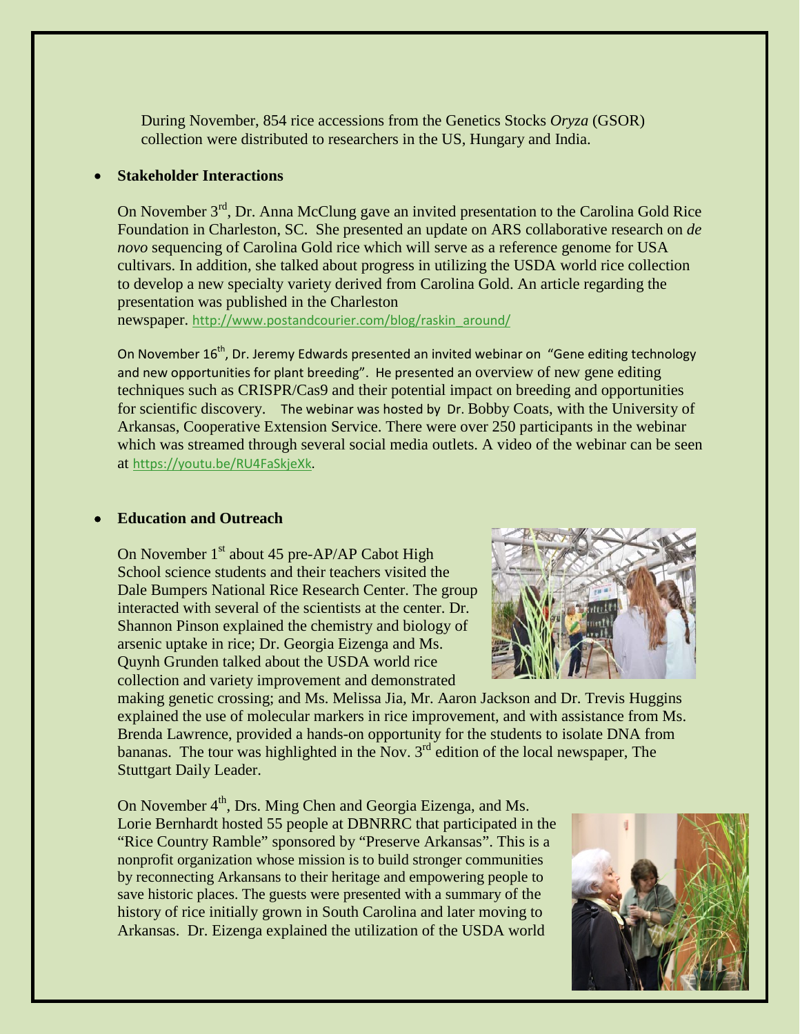During November, 854 rice accessions from the Genetics Stocks *Oryza* (GSOR) collection were distributed to researchers in the US, Hungary and India.

- **Stakeholder Interactions**

On November 3rd, Dr. Anna McClung gave an invited presentation to the Carolina Gold Rice Foundation in Charleston, SC. She presented an update on ARS collaborative research on *de novo* sequencing of Carolina Gold rice which will serve as a reference genome for USA cultivars. In addition, she talked about progress in utilizing the USDA world rice collection to develop a new specialty variety derived from Carolina Gold. An article regarding the presentation was published in the Charleston newspaper. http://www.postandcourier.com/blog/raskin_around/

On November 16th, Dr. Jeremy Edwards presented an invited webinar on "Gene editing technology and new opportunities for plant breeding". He presented an overview of new gene editing techniques such as CRISPR/Cas9 and their potential impact on breeding and opportunities for scientific discovery. The webinar was hosted by Dr. Bobby Coats, with the University of Arkansas, Cooperative Extension Service. There were over 250 participants in the webinar which was streamed through several social media outlets. A video of the webinar can be seen at https://youtu.be/RU4FaSkjeXk.

- **Education and Outreach**

On November 1st about 45 pre-AP/AP Cabot High School science students and their teachers visited the Dale Bumpers National Rice Research Center. The group interacted with several of the scientists at the center. Dr. Shannon Pinson explained the chemistry and biology of arsenic uptake in rice; Dr. Georgia Eizenga and Ms. Quynh Grunden talked about the USDA world rice collection and variety improvement and demonstrated making genetic crossing; and Ms. Melissa Jia, Mr. Aaron Jackson and Dr. Trevis Huggins explained the use of molecular markers in rice improvement, and with assistance from Ms. Brenda Lawrence, provided a hands-on opportunity for the students to isolate DNA from bananas. The tour was highlighted in the Nov. 3rd edition of the local newspaper, The Stuttgart Daily Leader.

On November 4th, Drs. Ming Chen and Georgia Eizenga, and Ms. Lorie Bernhardt hosted 55 people at DBNRRC that participated in the "Rice Country Ramble" sponsored by "Preserve Arkansas". This is a nonprofit organization whose mission is to build stronger communities by reconnecting Arkansans to their heritage and empowering people to save historic places. The guests were presented with a summary of the history of rice initially grown in South Carolina and later moving to Arkansas. Dr. Eizenga explained the utilization of the USDA world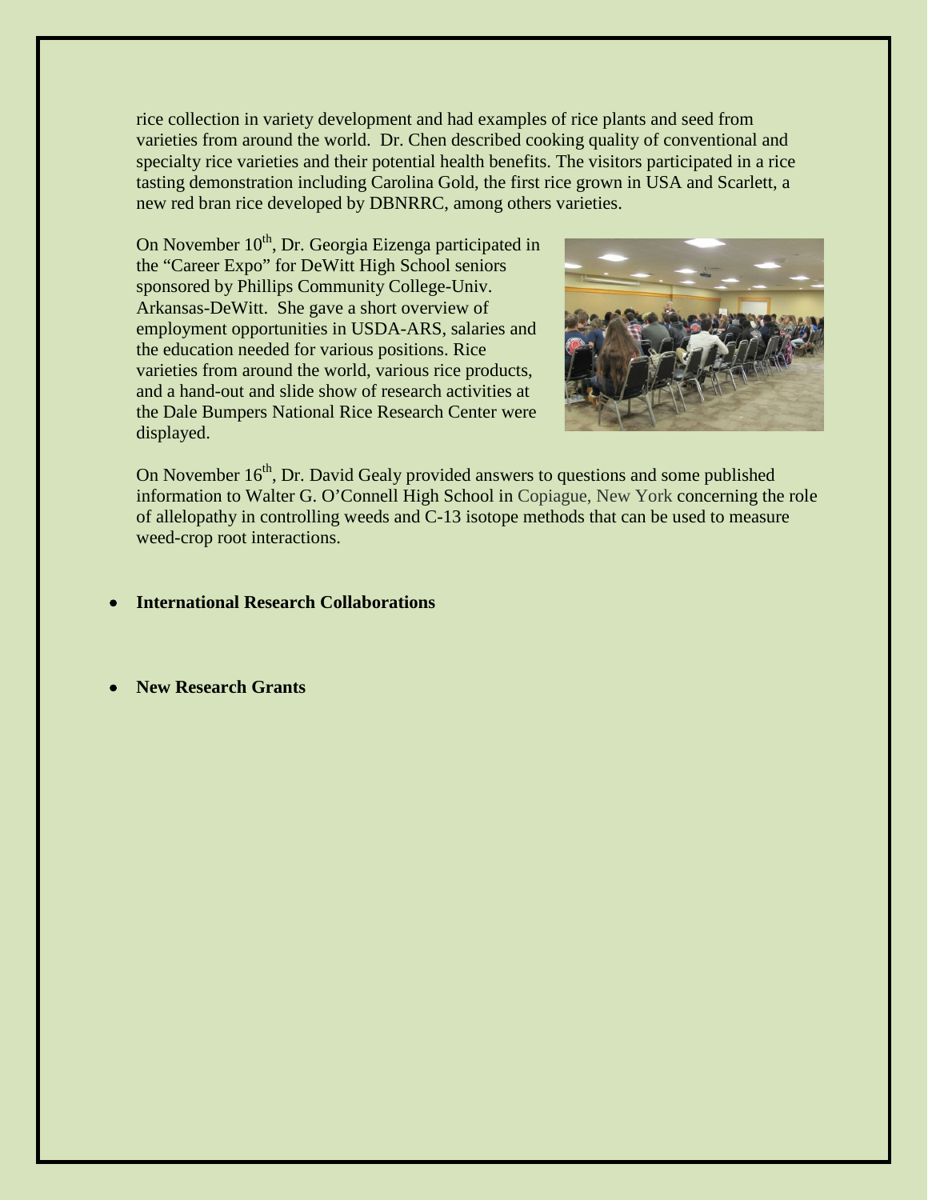rice collection in variety development and had examples of rice plants and seed from varieties from around the world. Dr. Chen described cooking quality of conventional and specialty rice varieties and their potential health benefits. The visitors participated in a rice tasting demonstration including Carolina Gold, the first rice grown in USA and Scarlett, a new red bran rice developed by DBNRRC, among others varieties.

On November 10th, Dr. Georgia Eizenga participated in the "Career Expo" for DeWitt High School seniors sponsored by Phillips Community College-Univ. Arkansas-DeWitt. She gave a short overview of employment opportunities in USDA-ARS, salaries and the education needed for various positions. Rice varieties from around the world, various rice products, and a hand-out and slide show of research activities at the Dale Bumpers National Rice Research Center were displayed.

On November 16th, Dr. David Gealy provided answers to questions and some published information to Walter G. O'Connell High School in Copiague, New York concerning the role of allelopathy in controlling weeds and C-13 isotope methods that can be used to measure weed-crop root interactions.

- **International Research Collaborations**

- **New Research Grants**